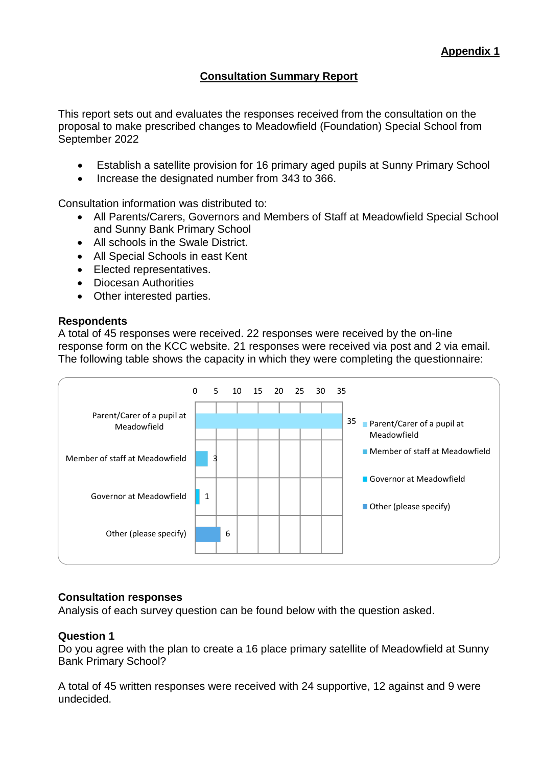**Appendix 1**

## Consultation Summary Report

This report sets out and evaluates the responses received from the consultation on the proposal to make prescribed changes to Meadowfield (Foundation) Special School from September 2022

- Establish a satellite provision for 16 primary aged pupils at Sunny Primary School
- Increase the designated number from 343 to 366.

Consultation information was distributed to:

- All Parents/Carers, Governors and Members of Staff at Meadowfield Special School and Sunny Bank Primary School
- All schools in the Swale District.
- All Special Schools in east Kent
- Elected representatives.
- Diocesan Authorities
- Other interested parties.

### Respondents

A total of 45 responses were received. 22 responses were received by the on-line response form on the KCC website. 21 responses were received via post and 2 via email. The following table shows the capacity in which they were completing the questionnaire:

| Capacity | Responses |
|---|---|
| Parent/Carer of a pupil at Meadowfield | 35 |
| Member of staff at Meadowfield | 3 |
| Governor at Meadowfield | 1 |
| Other (please specify) | 6 |

### Consultation responses

Analysis of each survey question can be found below with the question asked.

### Question 1

Do you agree with the plan to create a 16 place primary satellite of Meadowfield at Sunny Bank Primary School?

A total of 45 written responses were received with 24 supportive, 12 against and 9 were undecided.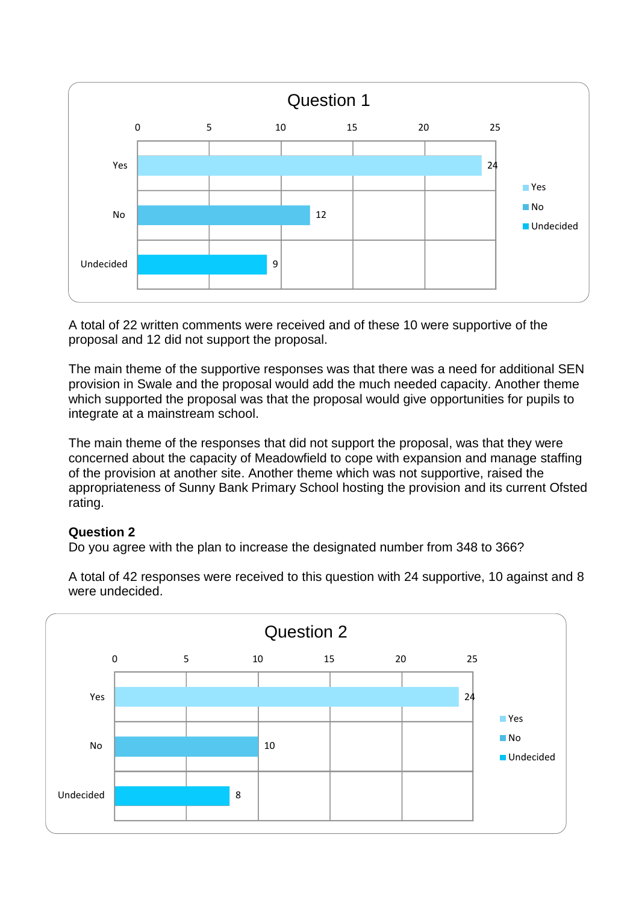Question 1

0 5 10 15 20 25

Yes 24

No 12

Undecided 9

Yes
No
Undecided

A total of 22 written comments were received and of these 10 were supportive of the proposal and 12 did not support the proposal.

The main theme of the supportive responses was that there was a need for additional SEN provision in Swale and the proposal would add the much needed capacity. Another theme which supported the proposal was that the proposal would give opportunities for pupils to integrate at a mainstream school.

The main theme of the responses that did not support the proposal, was that they were concerned about the capacity of Meadowfield to cope with expansion and manage staffing of the provision at another site. Another theme which was not supportive, raised the appropriateness of Sunny Bank Primary School hosting the provision and its current Ofsted rating.

**Question 2**

Do you agree with the plan to increase the designated number from 348 to 366?

A total of 42 responses were received to this question with 24 supportive, 10 against and 8 were undecided.

Question 2

0 5 10 15 20 25

Yes 24

No 10

Undecided 8

Yes
No
Undecided